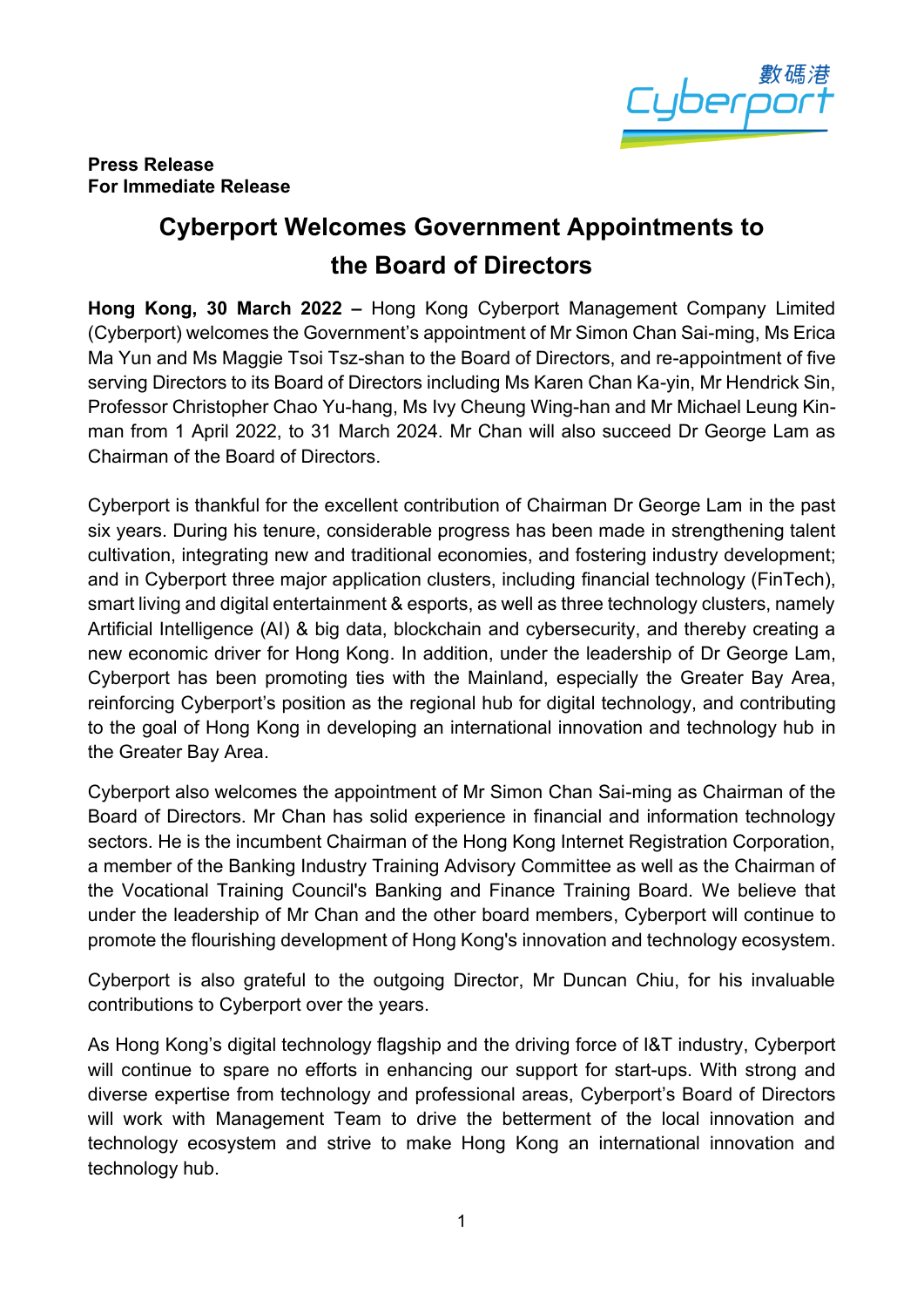**Press Release**
**For Immediate Release**

# Cyberport Welcomes Government Appointments to the Board of Directors

**Hong Kong, 30 March 2022 –** Hong Kong Cyberport Management Company Limited (Cyberport) welcomes the Government's appointment of Mr Simon Chan Sai-ming, Ms Erica Ma Yun and Ms Maggie Tsoi Tsz-shan to the Board of Directors, and re-appointment of five serving Directors to its Board of Directors including Ms Karen Chan Ka-yin, Mr Hendrick Sin, Professor Christopher Chao Yu-hang, Ms Ivy Cheung Wing-han and Mr Michael Leung Kin-man from 1 April 2022, to 31 March 2024. Mr Chan will also succeed Dr George Lam as Chairman of the Board of Directors.

Cyberport is thankful for the excellent contribution of Chairman Dr George Lam in the past six years. During his tenure, considerable progress has been made in strengthening talent cultivation, integrating new and traditional economies, and fostering industry development; and in Cyberport three major application clusters, including financial technology (FinTech), smart living and digital entertainment & esports, as well as three technology clusters, namely Artificial Intelligence (AI) & big data, blockchain and cybersecurity, and thereby creating a new economic driver for Hong Kong. In addition, under the leadership of Dr George Lam, Cyberport has been promoting ties with the Mainland, especially the Greater Bay Area, reinforcing Cyberport's position as the regional hub for digital technology, and contributing to the goal of Hong Kong in developing an international innovation and technology hub in the Greater Bay Area.

Cyberport also welcomes the appointment of Mr Simon Chan Sai-ming as Chairman of the Board of Directors. Mr Chan has solid experience in financial and information technology sectors. He is the incumbent Chairman of the Hong Kong Internet Registration Corporation, a member of the Banking Industry Training Advisory Committee as well as the Chairman of the Vocational Training Council's Banking and Finance Training Board. We believe that under the leadership of Mr Chan and the other board members, Cyberport will continue to promote the flourishing development of Hong Kong's innovation and technology ecosystem.

Cyberport is also grateful to the outgoing Director, Mr Duncan Chiu, for his invaluable contributions to Cyberport over the years.

As Hong Kong's digital technology flagship and the driving force of I&T industry, Cyberport will continue to spare no efforts in enhancing our support for start-ups. With strong and diverse expertise from technology and professional areas, Cyberport's Board of Directors will work with Management Team to drive the betterment of the local innovation and technology ecosystem and strive to make Hong Kong an international innovation and technology hub.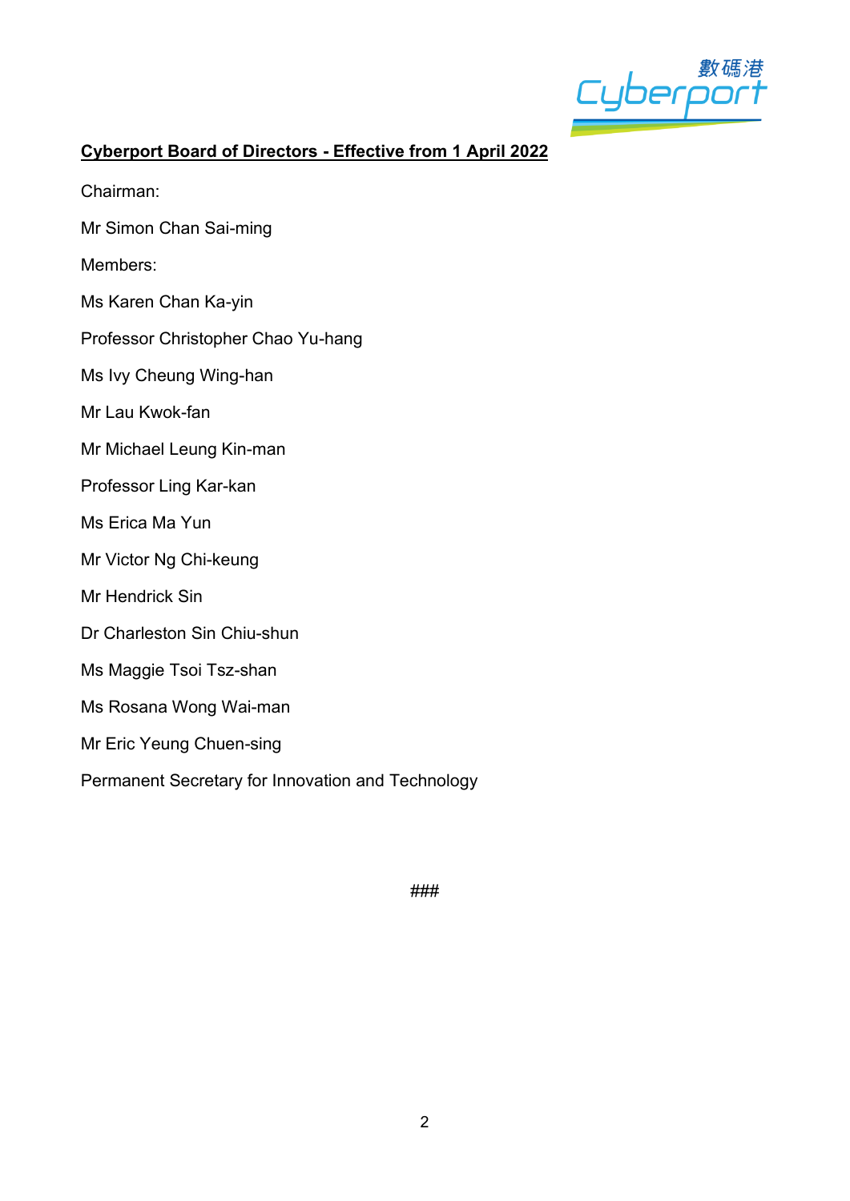**Cyberport Board of Directors - Effective from 1 April 2022**

Chairman:

Mr Simon Chan Sai-ming

Members:

Ms Karen Chan Ka-yin

Professor Christopher Chao Yu-hang

Ms Ivy Cheung Wing-han

Mr Lau Kwok-fan

Mr Michael Leung Kin-man

Professor Ling Kar-kan

Ms Erica Ma Yun

Mr Victor Ng Chi-keung

Mr Hendrick Sin

Dr Charleston Sin Chiu-shun

Ms Maggie Tsoi Tsz-shan

Ms Rosana Wong Wai-man

Mr Eric Yeung Chuen-sing

Permanent Secretary for Innovation and Technology

###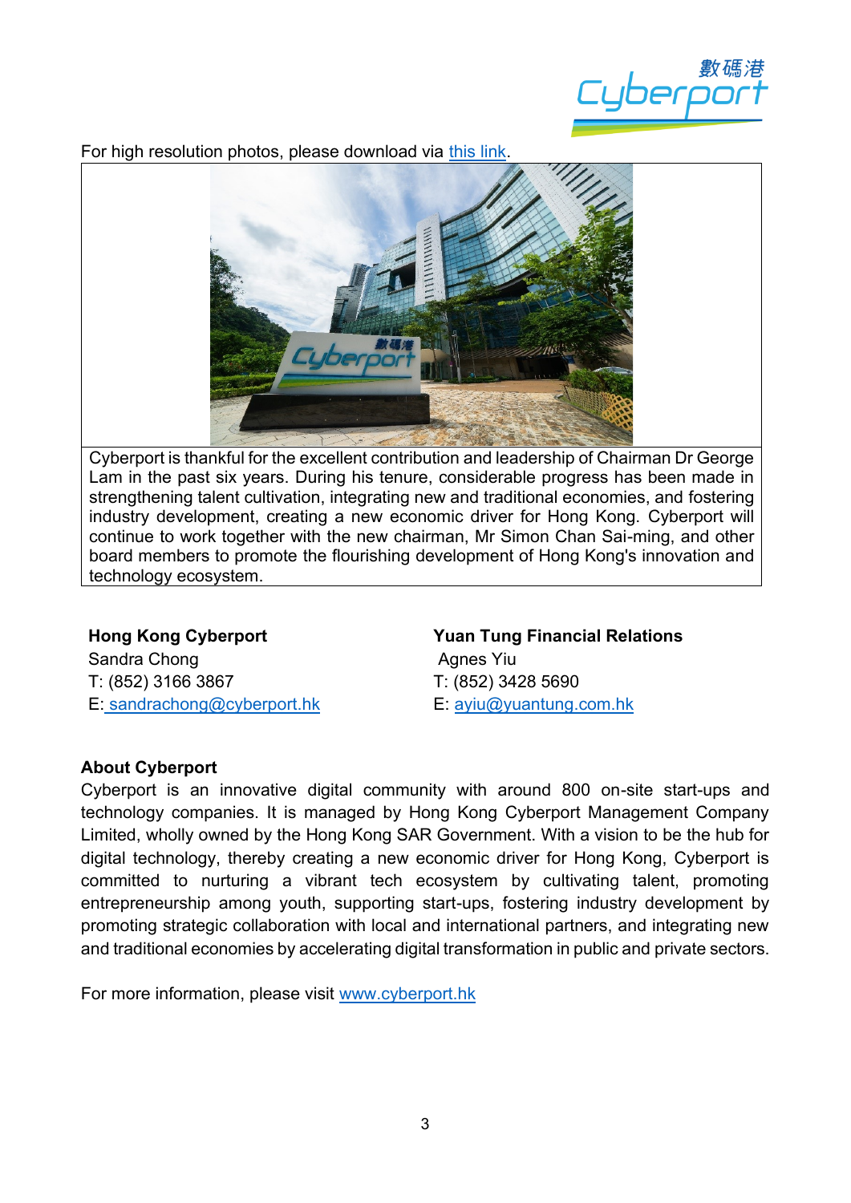For high resolution photos, please download via [this link](#).

Cyberport is thankful for the excellent contribution and leadership of Chairman Dr George Lam in the past six years. During his tenure, considerable progress has been made in strengthening talent cultivation, integrating new and traditional economies, and fostering industry development, creating a new economic driver for Hong Kong. Cyberport will continue to work together with the new chairman, Mr Simon Chan Sai-ming, and other board members to promote the flourishing development of Hong Kong's innovation and technology ecosystem.

**Hong Kong Cyberport**
Sandra Chong
T: (852) 3166 3867
E: sandrachong@cyberport.hk

**Yuan Tung Financial Relations**
Agnes Yiu
T: (852) 3428 5690
E: ayiu@yuantung.com.hk

**About Cyberport**

Cyberport is an innovative digital community with around 800 on-site start-ups and technology companies. It is managed by Hong Kong Cyberport Management Company Limited, wholly owned by the Hong Kong SAR Government. With a vision to be the hub for digital technology, thereby creating a new economic driver for Hong Kong, Cyberport is committed to nurturing a vibrant tech ecosystem by cultivating talent, promoting entrepreneurship among youth, supporting start-ups, fostering industry development by promoting strategic collaboration with local and international partners, and integrating new and traditional economies by accelerating digital transformation in public and private sectors.

For more information, please visit www.cyberport.hk